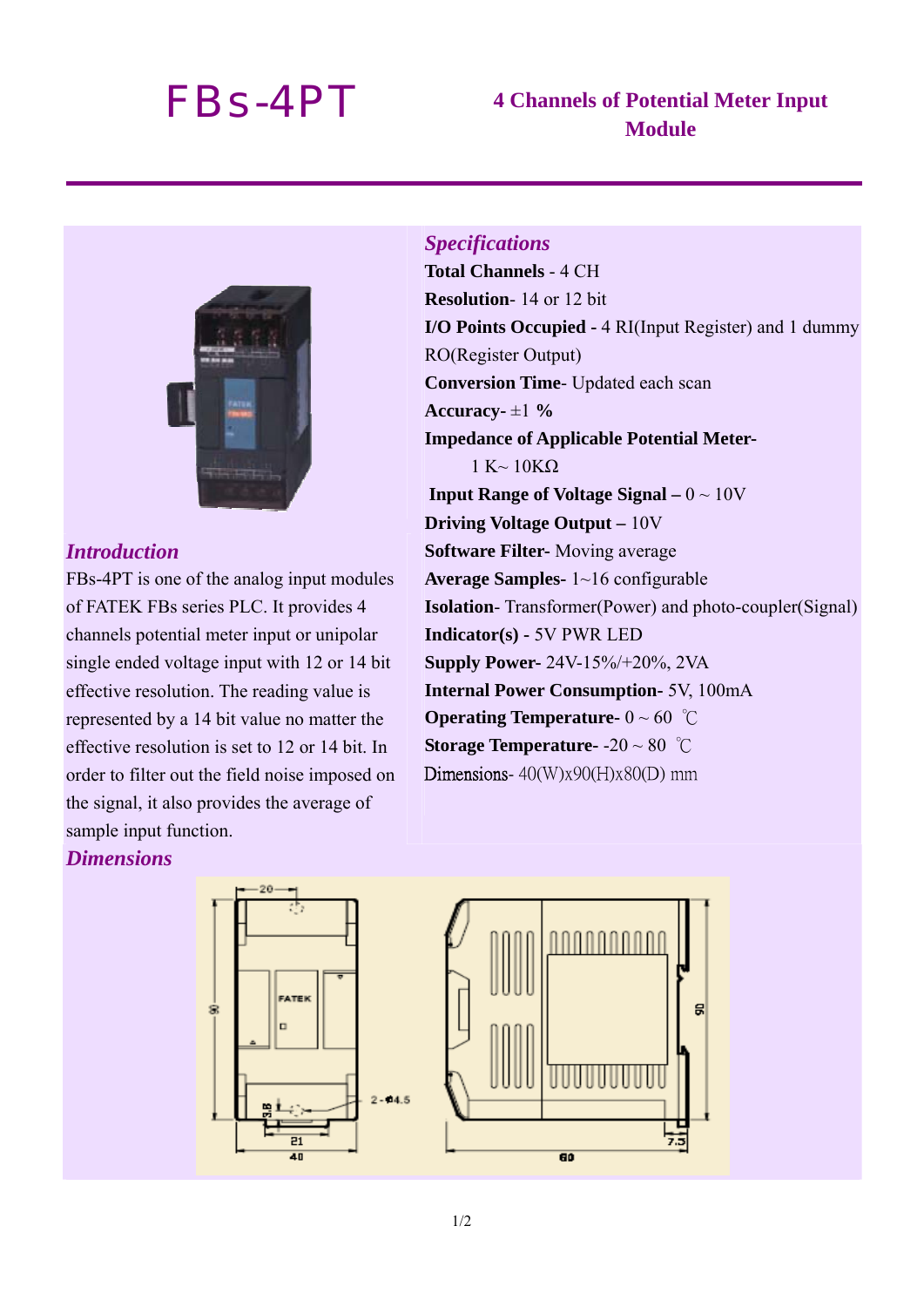# FBs-4PT

## 4 Channels of Potential Meter Input Module

### *Introduction*

FBs-4PT is one of the analog input modules of FATEK FBs series PLC. It provides 4 channels potential meter input or unipolar single ended voltage input with 12 or 14 bit effective resolution. The reading value is represented by a 14 bit value no matter the effective resolution is set to 12 or 14 bit. In order to filter out the field noise imposed on the signal, it also provides the average of sample input function.

### *Specifications*

**Total Channels** - 4 CH
**Resolution**- 14 or 12 bit
**I/O Points Occupied -** 4 RI(Input Register) and 1 dummy RO(Register Output)
**Conversion Time**- Updated each scan
**Accuracy-** ±1 **%**
**Impedance of Applicable Potential Meter-** 1 K~ 10KΩ
**Input Range of Voltage Signal –** 0 ~ 10V
**Driving Voltage Output –** 10V
**Software Filter**- Moving average
**Average Samples**- 1~16 configurable
**Isolation**- Transformer(Power) and photo-coupler(Signal)
**Indicator(s) -** 5V PWR LED
**Supply Power-** 24V-15%/+20%, 2VA
**Internal Power Consumption-** 5V, 100mA
**Operating Temperature-** 0 ~ 60 ℃
**Storage Temperature-** -20 ~ 80 ℃
Dimensions- 40(W)x90(H)x80(D) mm

### *Dimensions*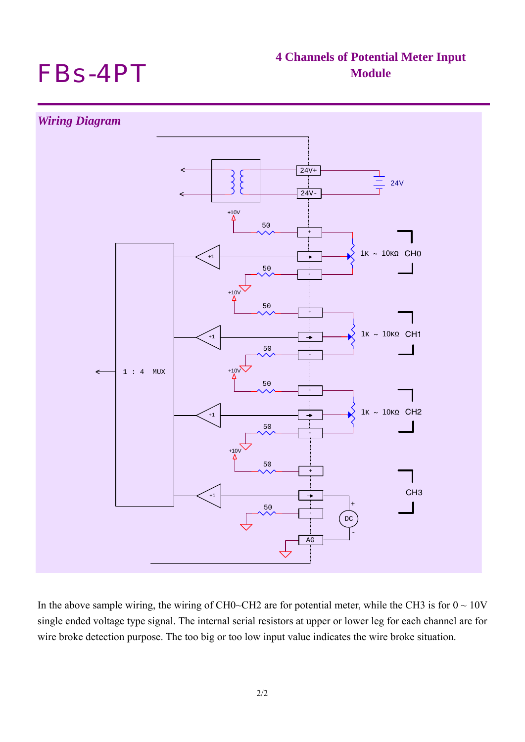# FBs-4PT

**4 Channels of Potential Meter Input Module**

## *Wiring Diagram*

24V+
24V-
24V
+10V
50
+1
1K ~ 10KΩ CH0
1K ~ 10KΩ CH1
1K ~ 10KΩ CH2
CH3
1 : 4 MUX
DC
AG

In the above sample wiring, the wiring of CH0~CH2 are for potential meter, while the CH3 is for 0 ~ 10V single ended voltage type signal. The internal serial resistors at upper or lower leg for each channel are for wire broke detection purpose. The too big or too low input value indicates the wire broke situation.